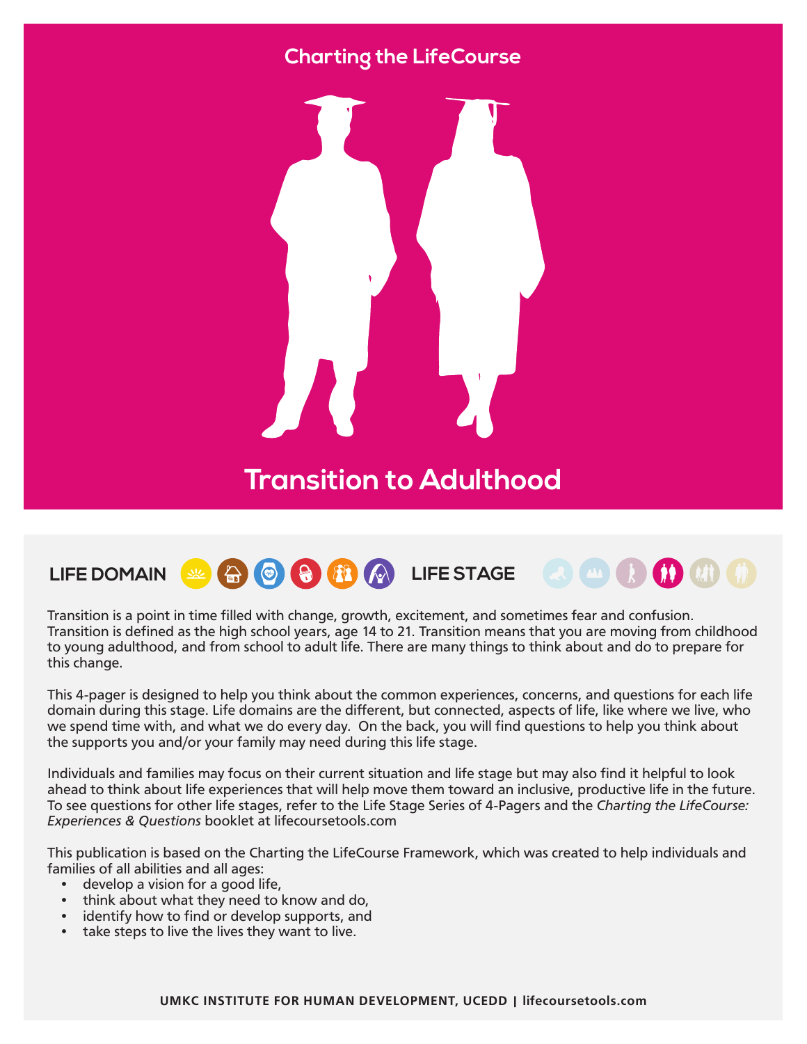Charting the LifeCourse

# Transition to Adulthood

**LIFE DOMAIN** **LIFE STAGE**

Transition is a point in time filled with change, growth, excitement, and sometimes fear and confusion. Transition is defined as the high school years, age 14 to 21. Transition means that you are moving from childhood to young adulthood, and from school to adult life. There are many things to think about and do to prepare for this change.

This 4-pager is designed to help you think about the common experiences, concerns, and questions for each life domain during this stage. Life domains are the different, but connected, aspects of life, like where we live, who we spend time with, and what we do every day. On the back, you will find questions to help you think about the supports you and/or your family may need during this life stage.

Individuals and families may focus on their current situation and life stage but may also find it helpful to look ahead to think about life experiences that will help move them toward an inclusive, productive life in the future. To see questions for other life stages, refer to the Life Stage Series of 4-Pagers and the *Charting the LifeCourse: Experiences & Questions* booklet at lifecoursetools.com

This publication is based on the Charting the LifeCourse Framework, which was created to help individuals and families of all abilities and all ages:

- develop a vision for a good life,
- think about what they need to know and do,
- identify how to find or develop supports, and
- take steps to live the lives they want to live.

**UMKC INSTITUTE FOR HUMAN DEVELOPMENT, UCEDD | lifecoursetools.com**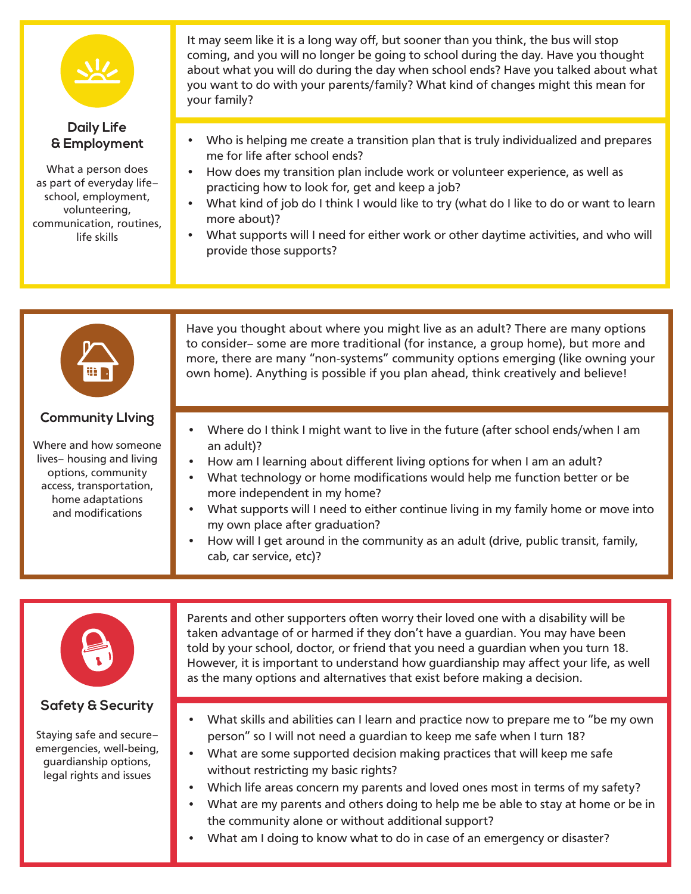## Daily Life & Employment

What a person does as part of everyday life– school, employment, volunteering, communication, routines, life skills

It may seem like it is a long way off, but sooner than you think, the bus will stop coming, and you will no longer be going to school during the day. Have you thought about what you will do during the day when school ends? Have you talked about what you want to do with your parents/family? What kind of changes might this mean for your family?

- Who is helping me create a transition plan that is truly individualized and prepares me for life after school ends?
- How does my transition plan include work or volunteer experience, as well as practicing how to look for, get and keep a job?
- What kind of job do I think I would like to try (what do I like to do or want to learn more about)?
- What supports will I need for either work or other daytime activities, and who will provide those supports?

## Community LIving

Where and how someone lives– housing and living options, community access, transportation, home adaptations and modifications

Have you thought about where you might live as an adult? There are many options to consider– some are more traditional (for instance, a group home), but more and more, there are many "non-systems" community options emerging (like owning your own home). Anything is possible if you plan ahead, think creatively and believe!

- Where do I think I might want to live in the future (after school ends/when I am an adult)?
- How am I learning about different living options for when I am an adult?
- What technology or home modifications would help me function better or be more independent in my home?
- What supports will I need to either continue living in my family home or move into my own place after graduation?
- How will I get around in the community as an adult (drive, public transit, family, cab, car service, etc)?

## Safety & Security

Staying safe and secure– emergencies, well-being, guardianship options, legal rights and issues

Parents and other supporters often worry their loved one with a disability will be taken advantage of or harmed if they don't have a guardian. You may have been told by your school, doctor, or friend that you need a guardian when you turn 18. However, it is important to understand how guardianship may affect your life, as well as the many options and alternatives that exist before making a decision.

- What skills and abilities can I learn and practice now to prepare me to "be my own person" so I will not need a guardian to keep me safe when I turn 18?
- What are some supported decision making practices that will keep me safe without restricting my basic rights?
- Which life areas concern my parents and loved ones most in terms of my safety?
- What are my parents and others doing to help me be able to stay at home or be in the community alone or without additional support?
- What am I doing to know what to do in case of an emergency or disaster?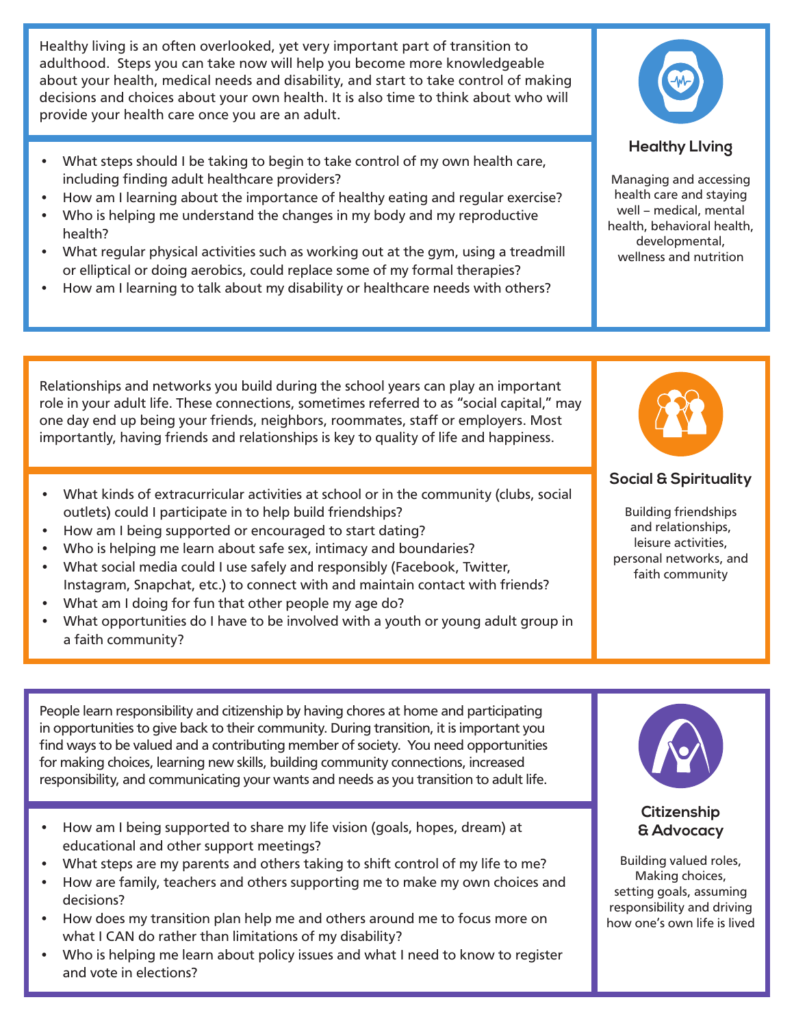## Healthy LIving

Managing and accessing health care and staying well – medical, mental health, behavioral health, developmental, wellness and nutrition

Healthy living is an often overlooked, yet very important part of transition to adulthood. Steps you can take now will help you become more knowledgeable about your health, medical needs and disability, and start to take control of making decisions and choices about your own health. It is also time to think about who will provide your health care once you are an adult.

- What steps should I be taking to begin to take control of my own health care, including finding adult healthcare providers?
- How am I learning about the importance of healthy eating and regular exercise?
- Who is helping me understand the changes in my body and my reproductive health?
- What regular physical activities such as working out at the gym, using a treadmill or elliptical or doing aerobics, could replace some of my formal therapies?
- How am I learning to talk about my disability or healthcare needs with others?

## Social & Spirituality

Building friendships and relationships, leisure activities, personal networks, and faith community

Relationships and networks you build during the school years can play an important role in your adult life. These connections, sometimes referred to as "social capital," may one day end up being your friends, neighbors, roommates, staff or employers. Most importantly, having friends and relationships is key to quality of life and happiness.

- What kinds of extracurricular activities at school or in the community (clubs, social outlets) could I participate in to help build friendships?
- How am I being supported or encouraged to start dating?
- Who is helping me learn about safe sex, intimacy and boundaries?
- What social media could I use safely and responsibly (Facebook, Twitter, Instagram, Snapchat, etc.) to connect with and maintain contact with friends?
- What am I doing for fun that other people my age do?
- What opportunities do I have to be involved with a youth or young adult group in a faith community?

## Citizenship & Advocacy

Building valued roles, Making choices, setting goals, assuming responsibility and driving how one's own life is lived

People learn responsibility and citizenship by having chores at home and participating in opportunities to give back to their community. During transition, it is important you find ways to be valued and a contributing member of society. You need opportunities for making choices, learning new skills, building community connections, increased responsibility, and communicating your wants and needs as you transition to adult life.

- How am I being supported to share my life vision (goals, hopes, dream) at educational and other support meetings?
- What steps are my parents and others taking to shift control of my life to me?
- How are family, teachers and others supporting me to make my own choices and decisions?
- How does my transition plan help me and others around me to focus more on what I CAN do rather than limitations of my disability?
- Who is helping me learn about policy issues and what I need to know to register and vote in elections?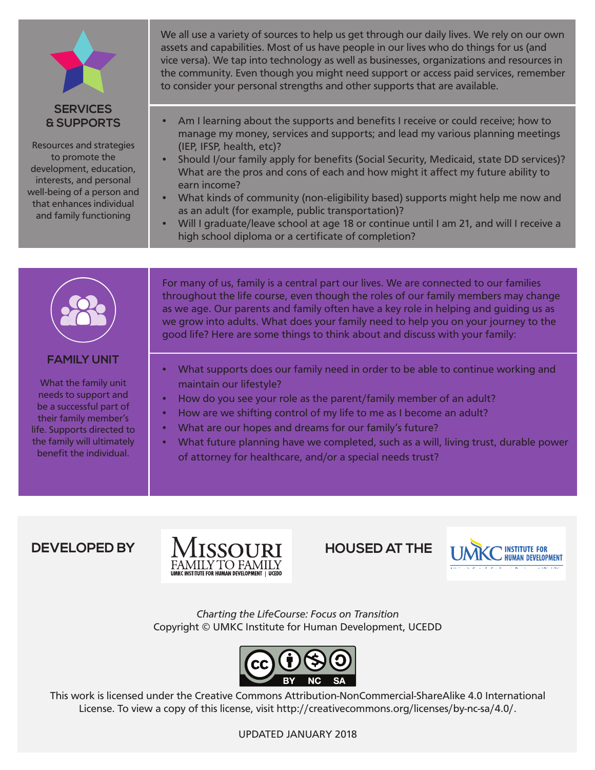## SERVICES & SUPPORTS

Resources and strategies to promote the development, education, interests, and personal well-being of a person and that enhances individual and family functioning

We all use a variety of sources to help us get through our daily lives. We rely on our own assets and capabilities. Most of us have people in our lives who do things for us (and vice versa). We tap into technology as well as businesses, organizations and resources in the community. Even though you might need support or access paid services, remember to consider your personal strengths and other supports that are available.

- Am I learning about the supports and benefits I receive or could receive; how to manage my money, services and supports; and lead my various planning meetings (IEP, IFSP, health, etc)?
- Should I/our family apply for benefits (Social Security, Medicaid, state DD services)? What are the pros and cons of each and how might it affect my future ability to earn income?
- What kinds of community (non-eligibility based) supports might help me now and as an adult (for example, public transportation)?
- Will I graduate/leave school at age 18 or continue until I am 21, and will I receive a high school diploma or a certificate of completion?

## FAMILY UNIT

What the family unit needs to support and be a successful part of their family member's life. Supports directed to the family will ultimately benefit the individual.

For many of us, family is a central part our lives. We are connected to our families throughout the life course, even though the roles of our family members may change as we age. Our parents and family often have a key role in helping and guiding us as we grow into adults. What does your family need to help you on your journey to the good life? Here are some things to think about and discuss with your family:

- What supports does our family need in order to be able to continue working and maintain our lifestyle?
- How do you see your role as the parent/family member of an adult?
- How are we shifting control of my life to me as I become an adult?
- What are our hopes and dreams for our family's future?
- What future planning have we completed, such as a will, living trust, durable power of attorney for healthcare, and/or a special needs trust?

**DEVELOPED BY** MISSOURI FAMILY TO FAMILY — UMKC INSTITUTE FOR HUMAN DEVELOPMENT | UCEDD

**HOUSED AT THE** UMKC INSTITUTE FOR HUMAN DEVELOPMENT

*Charting the LifeCourse: Focus on Transition*
Copyright © UMKC Institute for Human Development, UCEDD

This work is licensed under the Creative Commons Attribution-NonCommercial-ShareAlike 4.0 International License. To view a copy of this license, visit http://creativecommons.org/licenses/by-nc-sa/4.0/.

UPDATED JANUARY 2018